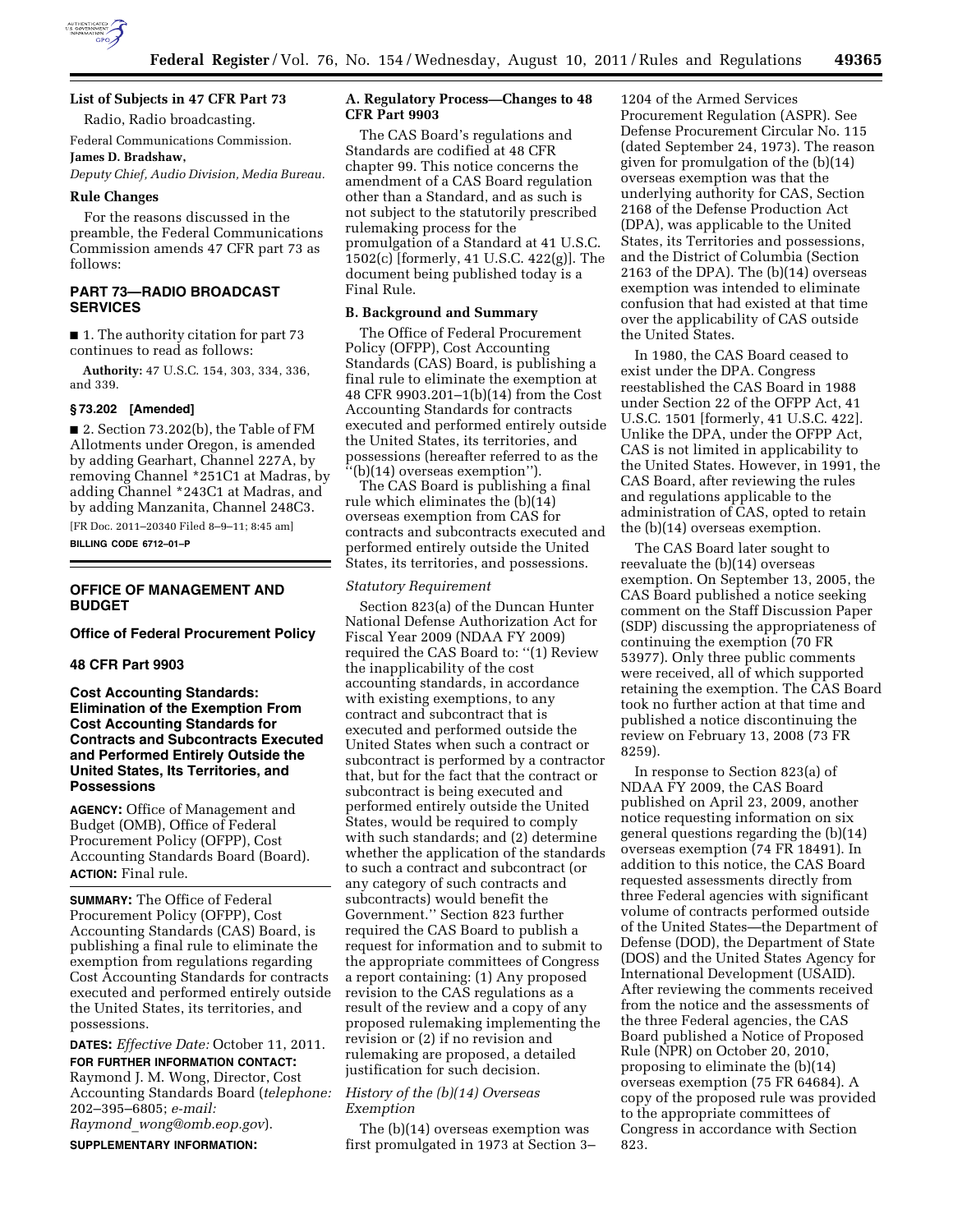**List of Subjects in 47 CFR Part 73**

Radio, Radio broadcasting.

Federal Communications Commission.

**James D. Bradshaw,**

*Deputy Chief, Audio Division, Media Bureau.*

**Rule Changes**

For the reasons discussed in the preamble, the Federal Communications Commission amends 47 CFR part 73 as follows:

## PART 73—RADIO BROADCAST SERVICES

■ 1. The authority citation for part 73 continues to read as follows:

**Authority:** 47 U.S.C. 154, 303, 334, 336, and 339.

**§ 73.202 [Amended]**

■ 2. Section 73.202(b), the Table of FM Allotments under Oregon, is amended by adding Gearhart, Channel 227A, by removing Channel *251C1 at Madras, by adding Channel *243C1 at Madras, and by adding Manzanita, Channel 248C3.

[FR Doc. 2011–20340 Filed 8–9–11; 8:45 am]

**BILLING CODE 6712–01–P**

## OFFICE OF MANAGEMENT AND BUDGET

### Office of Federal Procurement Policy

### 48 CFR Part 9903

### Cost Accounting Standards: Elimination of the Exemption From Cost Accounting Standards for Contracts and Subcontracts Executed and Performed Entirely Outside the United States, Its Territories, and Possessions

**AGENCY:** Office of Management and Budget (OMB), Office of Federal Procurement Policy (OFPP), Cost Accounting Standards Board (Board).

**ACTION:** Final rule.

**SUMMARY:** The Office of Federal Procurement Policy (OFPP), Cost Accounting Standards (CAS) Board, is publishing a final rule to eliminate the exemption from regulations regarding Cost Accounting Standards for contracts executed and performed entirely outside the United States, its territories, and possessions.

**DATES:** *Effective Date:* October 11, 2011.

**FOR FURTHER INFORMATION CONTACT:** Raymond J. M. Wong, Director, Cost Accounting Standards Board (*telephone:* 202–395–6805; *e-mail: Raymond_wong@omb.eop.gov*).

**SUPPLEMENTARY INFORMATION:**

**A. Regulatory Process—Changes to 48 CFR Part 9903**

The CAS Board's regulations and Standards are codified at 48 CFR chapter 99. This notice concerns the amendment of a CAS Board regulation other than a Standard, and as such is not subject to the statutorily prescribed rulemaking process for the promulgation of a Standard at 41 U.S.C. 1502(c) [formerly, 41 U.S.C. 422(g)]. The document being published today is a Final Rule.

**B. Background and Summary**

The Office of Federal Procurement Policy (OFPP), Cost Accounting Standards (CAS) Board, is publishing a final rule to eliminate the exemption at 48 CFR 9903.201–1(b)(14) from the Cost Accounting Standards for contracts executed and performed entirely outside the United States, its territories, and possessions (hereafter referred to as the ''(b)(14) overseas exemption'').

The CAS Board is publishing a final rule which eliminates the (b)(14) overseas exemption from CAS for contracts and subcontracts executed and performed entirely outside the United States, its territories, and possessions.

*Statutory Requirement*

Section 823(a) of the Duncan Hunter National Defense Authorization Act for Fiscal Year 2009 (NDAA FY 2009) required the CAS Board to: ''(1) Review the inapplicability of the cost accounting standards, in accordance with existing exemptions, to any contract and subcontract that is executed and performed outside the United States when such a contract or subcontract is performed by a contractor that, but for the fact that the contract or subcontract is being executed and performed entirely outside the United States, would be required to comply with such standards; and (2) determine whether the application of the standards to such a contract and subcontract (or any category of such contracts and subcontracts) would benefit the Government.'' Section 823 further required the CAS Board to publish a request for information and to submit to the appropriate committees of Congress a report containing: (1) Any proposed revision to the CAS regulations as a result of the review and a copy of any proposed rulemaking implementing the revision or (2) if no revision and rulemaking are proposed, a detailed justification for such decision.

*History of the (b)(14) Overseas Exemption*

The (b)(14) overseas exemption was first promulgated in 1973 at Section 3–1204 of the Armed Services Procurement Regulation (ASPR). See Defense Procurement Circular No. 115 (dated September 24, 1973). The reason given for promulgation of the (b)(14) overseas exemption was that the underlying authority for CAS, Section 2168 of the Defense Production Act (DPA), was applicable to the United States, its Territories and possessions, and the District of Columbia (Section 2163 of the DPA). The (b)(14) overseas exemption was intended to eliminate confusion that had existed at that time over the applicability of CAS outside the United States.

In 1980, the CAS Board ceased to exist under the DPA. Congress reestablished the CAS Board in 1988 under Section 22 of the OFPP Act, 41 U.S.C. 1501 [formerly, 41 U.S.C. 422]. Unlike the DPA, under the OFPP Act, CAS is not limited in applicability to the United States. However, in 1991, the CAS Board, after reviewing the rules and regulations applicable to the administration of CAS, opted to retain the (b)(14) overseas exemption.

The CAS Board later sought to reevaluate the (b)(14) overseas exemption. On September 13, 2005, the CAS Board published a notice seeking comment on the Staff Discussion Paper (SDP) discussing the appropriateness of continuing the exemption (70 FR 53977). Only three public comments were received, all of which supported retaining the exemption. The CAS Board took no further action at that time and published a notice discontinuing the review on February 13, 2008 (73 FR 8259).

In response to Section 823(a) of NDAA FY 2009, the CAS Board published on April 23, 2009, another notice requesting information on six general questions regarding the (b)(14) overseas exemption (74 FR 18491). In addition to this notice, the CAS Board requested assessments directly from three Federal agencies with significant volume of contracts performed outside of the United States—the Department of Defense (DOD), the Department of State (DOS) and the United States Agency for International Development (USAID). After reviewing the comments received from the notice and the assessments of the three Federal agencies, the CAS Board published a Notice of Proposed Rule (NPR) on October 20, 2010, proposing to eliminate the (b)(14) overseas exemption (75 FR 64684). A copy of the proposed rule was provided to the appropriate committees of Congress in accordance with Section 823.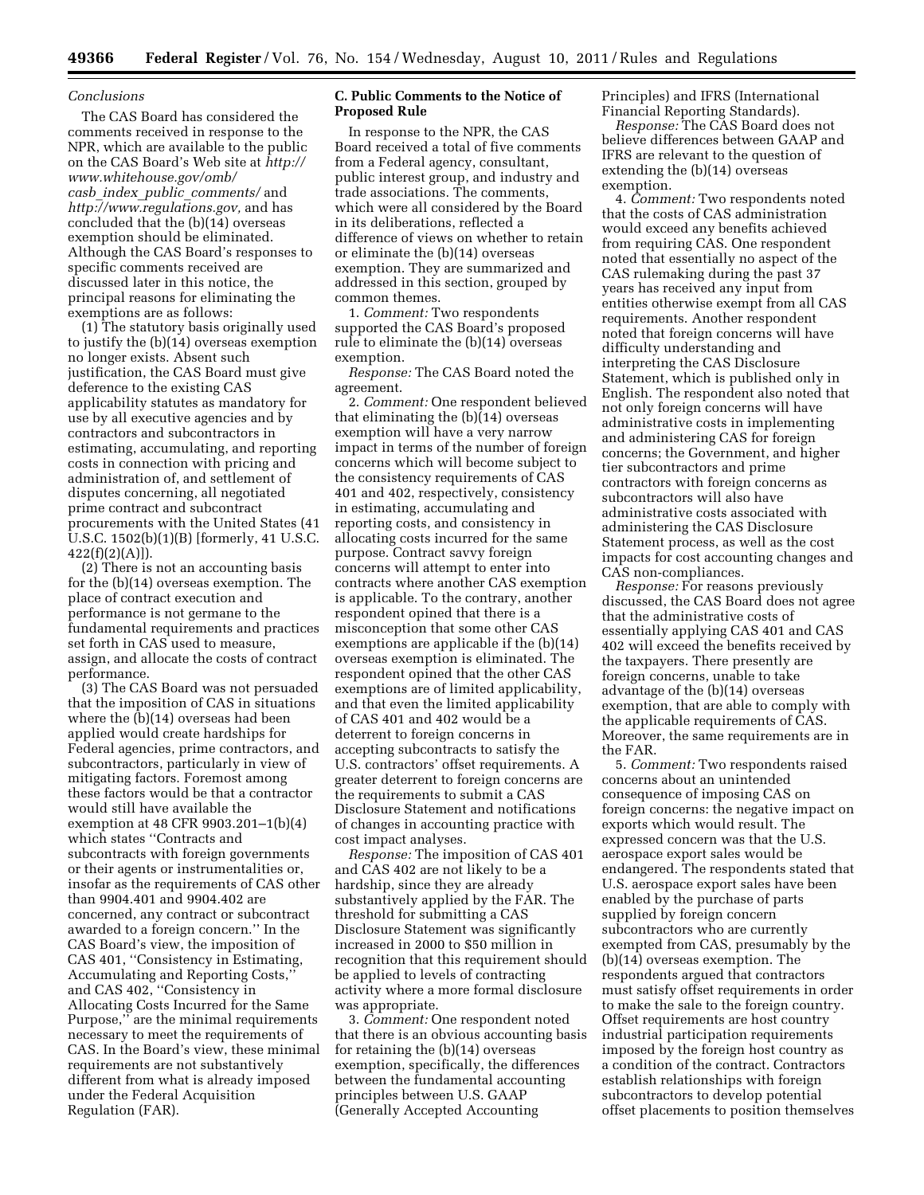*Conclusions*

The CAS Board has considered the comments received in response to the NPR, which are available to the public on the CAS Board's Web site at *http://www.whitehouse.gov/omb/casb_index_public_comments/* and *http://www.regulations.gov,* and has concluded that the (b)(14) overseas exemption should be eliminated. Although the CAS Board's responses to specific comments received are discussed later in this notice, the principal reasons for eliminating the exemptions are as follows:

(1) The statutory basis originally used to justify the (b)(14) overseas exemption no longer exists. Absent such justification, the CAS Board must give deference to the existing CAS applicability statutes as mandatory for use by all executive agencies and by contractors and subcontractors in estimating, accumulating, and reporting costs in connection with pricing and administration of, and settlement of disputes concerning, all negotiated prime contract and subcontract procurements with the United States (41 U.S.C. 1502(b)(1)(B) [formerly, 41 U.S.C. 422(f)(2)(A)]).

(2) There is not an accounting basis for the (b)(14) overseas exemption. The place of contract execution and performance is not germane to the fundamental requirements and practices set forth in CAS used to measure, assign, and allocate the costs of contract performance.

(3) The CAS Board was not persuaded that the imposition of CAS in situations where the (b)(14) overseas had been applied would create hardships for Federal agencies, prime contractors, and subcontractors, particularly in view of mitigating factors. Foremost among these factors would be that a contractor would still have available the exemption at 48 CFR 9903.201–1(b)(4) which states ''Contracts and subcontracts with foreign governments or their agents or instrumentalities or, insofar as the requirements of CAS other than 9904.401 and 9904.402 are concerned, any contract or subcontract awarded to a foreign concern.'' In the CAS Board's view, the imposition of CAS 401, ''Consistency in Estimating, Accumulating and Reporting Costs,'' and CAS 402, ''Consistency in Allocating Costs Incurred for the Same Purpose,'' are the minimal requirements necessary to meet the requirements of CAS. In the Board's view, these minimal requirements are not substantively different from what is already imposed under the Federal Acquisition Regulation (FAR).

**C. Public Comments to the Notice of Proposed Rule**

In response to the NPR, the CAS Board received a total of five comments from a Federal agency, consultant, public interest group, and industry and trade associations. The comments, which were all considered by the Board in its deliberations, reflected a difference of views on whether to retain or eliminate the (b)(14) overseas exemption. They are summarized and addressed in this section, grouped by common themes.

1. *Comment:* Two respondents supported the CAS Board's proposed rule to eliminate the (b)(14) overseas exemption.

*Response:* The CAS Board noted the agreement.

2. *Comment:* One respondent believed that eliminating the (b)(14) overseas exemption will have a very narrow impact in terms of the number of foreign concerns which will become subject to the consistency requirements of CAS 401 and 402, respectively, consistency in estimating, accumulating and reporting costs, and consistency in allocating costs incurred for the same purpose. Contract savvy foreign concerns will attempt to enter into contracts where another CAS exemption is applicable. To the contrary, another respondent opined that there is a misconception that some other CAS exemptions are applicable if the (b)(14) overseas exemption is eliminated. The respondent opined that the other CAS exemptions are of limited applicability, and that even the limited applicability of CAS 401 and 402 would be a deterrent to foreign concerns in accepting subcontracts to satisfy the U.S. contractors' offset requirements. A greater deterrent to foreign concerns are the requirements to submit a CAS Disclosure Statement and notifications of changes in accounting practice with cost impact analyses.

*Response:* The imposition of CAS 401 and CAS 402 are not likely to be a hardship, since they are already substantively applied by the FAR. The threshold for submitting a CAS Disclosure Statement was significantly increased in 2000 to $50 million in recognition that this requirement should be applied to levels of contracting activity where a more formal disclosure was appropriate.

3. *Comment:* One respondent noted that there is an obvious accounting basis for retaining the (b)(14) overseas exemption, specifically, the differences between the fundamental accounting principles between U.S. GAAP (Generally Accepted Accounting Principles) and IFRS (International Financial Reporting Standards).

*Response:* The CAS Board does not believe differences between GAAP and IFRS are relevant to the question of extending the (b)(14) overseas exemption.

4. *Comment:* Two respondents noted that the costs of CAS administration would exceed any benefits achieved from requiring CAS. One respondent noted that essentially no aspect of the CAS rulemaking during the past 37 years has received any input from entities otherwise exempt from all CAS requirements. Another respondent noted that foreign concerns will have difficulty understanding and interpreting the CAS Disclosure Statement, which is published only in English. The respondent also noted that not only foreign concerns will have administrative costs in implementing and administering CAS for foreign concerns; the Government, and higher tier subcontractors and prime contractors with foreign concerns as subcontractors will also have administrative costs associated with administering the CAS Disclosure Statement process, as well as the cost impacts for cost accounting changes and CAS non-compliances.

*Response:* For reasons previously discussed, the CAS Board does not agree that the administrative costs of essentially applying CAS 401 and CAS 402 will exceed the benefits received by the taxpayers. There presently are foreign concerns, unable to take advantage of the (b)(14) overseas exemption, that are able to comply with the applicable requirements of CAS. Moreover, the same requirements are in the FAR.

5. *Comment:* Two respondents raised concerns about an unintended consequence of imposing CAS on foreign concerns: the negative impact on exports which would result. The expressed concern was that the U.S. aerospace export sales would be endangered. The respondents stated that U.S. aerospace export sales have been enabled by the purchase of parts supplied by foreign concern subcontractors who are currently exempted from CAS, presumably by the (b)(14) overseas exemption. The respondents argued that contractors must satisfy offset requirements in order to make the sale to the foreign country. Offset requirements are host country industrial participation requirements imposed by the foreign host country as a condition of the contract. Contractors establish relationships with foreign subcontractors to develop potential offset placements to position themselves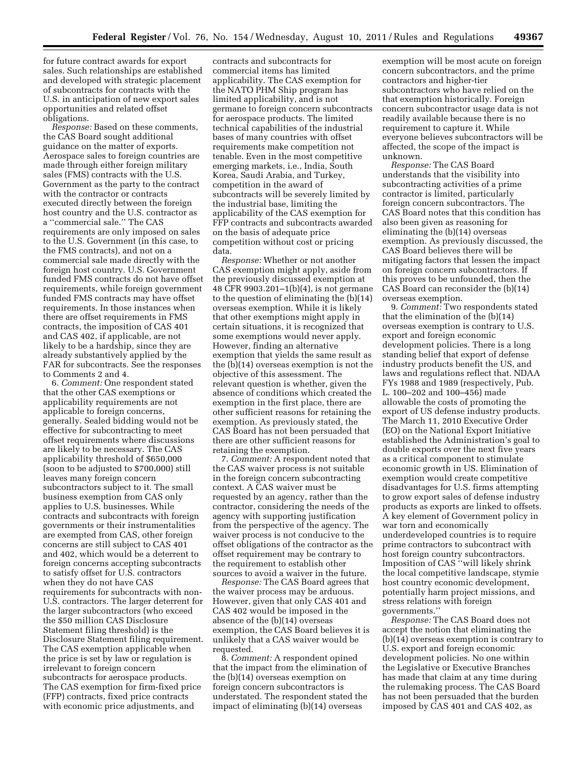for future contract awards for export sales. Such relationships are established and developed with strategic placement of subcontracts for contracts with the U.S. in anticipation of new export sales opportunities and related offset obligations.

*Response:* Based on these comments, the CAS Board sought additional guidance on the matter of exports. Aerospace sales to foreign countries are made through either foreign military sales (FMS) contracts with the U.S. Government as the party to the contract with the contractor or contracts executed directly between the foreign host country and the U.S. contractor as a ''commercial sale.'' The CAS requirements are only imposed on sales to the U.S. Government (in this case, to the FMS contracts), and not on a commercial sale made directly with the foreign host country. U.S. Government funded FMS contracts do not have offset requirements, while foreign government funded FMS contracts may have offset requirements. In those instances when there are offset requirements in FMS contracts, the imposition of CAS 401 and CAS 402, if applicable, are not likely to be a hardship, since they are already substantively applied by the FAR for subcontracts. See the responses to Comments 2 and 4.

6. *Comment:* One respondent stated that the other CAS exemptions or applicability requirements are not applicable to foreign concerns, generally. Sealed bidding would not be effective for subcontracting to meet offset requirements where discussions are likely to be necessary. The CAS applicability threshold of $650,000 (soon to be adjusted to $700,000) still leaves many foreign concern subcontractors subject to it. The small business exemption from CAS only applies to U.S. businesses. While contracts and subcontracts with foreign governments or their instrumentalities are exempted from CAS, other foreign concerns are still subject to CAS 401 and 402, which would be a deterrent to foreign concerns accepting subcontracts to satisfy offset for U.S. contractors when they do not have CAS requirements for subcontracts with non-U.S. contractors. The larger deterrent for the larger subcontractors (who exceed the $50 million CAS Disclosure Statement filing threshold) is the Disclosure Statement filing requirement. The CAS exemption applicable when the price is set by law or regulation is irrelevant to foreign concern subcontractors for aerospace products. The CAS exemption for firm-fixed price (FFP) contracts, fixed price contracts with economic price adjustments, and contracts and subcontracts for commercial items has limited applicability. The CAS exemption for the NATO PHM Ship program has limited applicability, and is not germane to foreign concern subcontracts for aerospace products. The limited technical capabilities of the industrial bases of many countries with offset requirements make competition not tenable. Even in the most competitive emerging markets, i.e., India, South Korea, Saudi Arabia, and Turkey, competition in the award of subcontracts will be severely limited by the industrial base, limiting the applicability of the CAS exemption for FFP contracts and subcontracts awarded on the basis of adequate price competition without cost or pricing data.

*Response:* Whether or not another CAS exemption might apply, aside from the previously discussed exemption at 48 CFR 9903.201–1(b)(4), is not germane to the question of eliminating the (b)(14) overseas exemption. While it is likely that other exemptions might apply in certain situations, it is recognized that some exemptions would never apply. However, finding an alternative exemption that yields the same result as the (b)(14) overseas exemption is not the objective of this assessment. The relevant question is whether, given the absence of conditions which created the exemption in the first place, there are other sufficient reasons for retaining the exemption. As previously stated, the CAS Board has not been persuaded that there are other sufficient reasons for retaining the exemption.

7. *Comment:* A respondent noted that the CAS waiver process is not suitable in the foreign concern subcontracting context. A CAS waiver must be requested by an agency, rather than the contractor, considering the needs of the agency with supporting justification from the perspective of the agency. The waiver process is not conducive to the offset obligations of the contractor as the offset requirement may be contrary to the requirement to establish other sources to avoid a waiver in the future.

*Response:* The CAS Board agrees that the waiver process may be arduous. However, given that only CAS 401 and CAS 402 would be imposed in the absence of the (b)(14) overseas exemption, the CAS Board believes it is unlikely that a CAS waiver would be requested.

8. *Comment:* A respondent opined that the impact from the elimination of the (b)(14) overseas exemption on foreign concern subcontractors is understated. The respondent stated the impact of eliminating (b)(14) overseas exemption will be most acute on foreign concern subcontractors, and the prime contractors and higher-tier subcontractors who have relied on the that exemption historically. Foreign concern subcontractor usage data is not readily available because there is no requirement to capture it. While everyone believes subcontractors will be affected, the scope of the impact is unknown.

*Response:* The CAS Board understands that the visibility into subcontracting activities of a prime contractor is limited, particularly foreign concern subcontractors. The CAS Board notes that this condition has also been given as reasoning for eliminating the (b)(14) overseas exemption. As previously discussed, the CAS Board believes there will be mitigating factors that lessen the impact on foreign concern subcontractors. If this proves to be unfounded, then the CAS Board can reconsider the (b)(14) overseas exemption.

9. *Comment:* Two respondents stated that the elimination of the (b)(14) overseas exemption is contrary to U.S. export and foreign economic development policies. There is a long standing belief that export of defense industry products benefit the US, and laws and regulations reflect that. NDAA FYs 1988 and 1989 (respectively, Pub. L. 100–202 and 100–456) made allowable the costs of promoting the export of US defense industry products. The March 11, 2010 Executive Order (EO) on the National Export Initiative established the Administration's goal to double exports over the next five years as a critical component to stimulate economic growth in US. Elimination of exemption would create competitive disadvantages for U.S. firms attempting to grow export sales of defense industry products as exports are linked to offsets. A key element of Government policy in war torn and economically underdeveloped countries is to require prime contractors to subcontract with host foreign country subcontractors. Imposition of CAS ''will likely shrink the local competitive landscape, stymie host country economic development, potentially harm project missions, and stress relations with foreign governments.''

*Response:* The CAS Board does not accept the notion that eliminating the (b)(14) overseas exemption is contrary to U.S. export and foreign economic development policies. No one within the Legislative or Executive Branches has made that claim at any time during the rulemaking process. The CAS Board has not been persuaded that the burden imposed by CAS 401 and CAS 402, as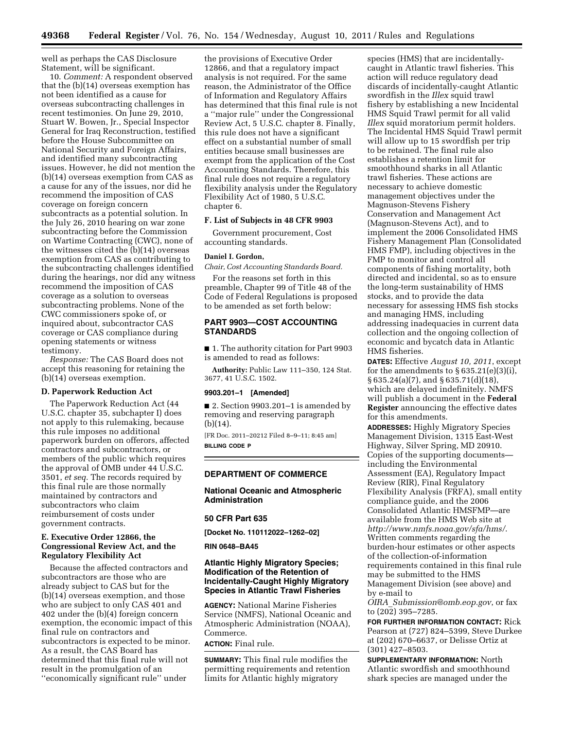well as perhaps the CAS Disclosure Statement, will be significant.

10. *Comment:* A respondent observed that the (b)(14) overseas exemption has not been identified as a cause for overseas subcontracting challenges in recent testimonies. On June 29, 2010, Stuart W. Bowen, Jr., Special Inspector General for Iraq Reconstruction, testified before the House Subcommittee on National Security and Foreign Affairs, and identified many subcontracting issues. However, he did not mention the (b)(14) overseas exemption from CAS as a cause for any of the issues, nor did he recommend the imposition of CAS coverage on foreign concern subcontracts as a potential solution. In the July 26, 2010 hearing on war zone subcontracting before the Commission on Wartime Contracting (CWC), none of the witnesses cited the (b)(14) overseas exemption from CAS as contributing to the subcontracting challenges identified during the hearings, nor did any witness recommend the imposition of CAS coverage as a solution to overseas subcontracting problems. None of the CWC commissioners spoke of, or inquired about, subcontractor CAS coverage or CAS compliance during opening statements or witness testimony.

*Response:* The CAS Board does not accept this reasoning for retaining the (b)(14) overseas exemption.

### D. Paperwork Reduction Act

The Paperwork Reduction Act (44 U.S.C. chapter 35, subchapter I) does not apply to this rulemaking, because this rule imposes no additional paperwork burden on offerors, affected contractors and subcontractors, or members of the public which requires the approval of OMB under 44 U.S.C. 3501, *et seq.* The records required by this final rule are those normally maintained by contractors and subcontractors who claim reimbursement of costs under government contracts.

### E. Executive Order 12866, the Congressional Review Act, and the Regulatory Flexibility Act

Because the affected contractors and subcontractors are those who are already subject to CAS but for the (b)(14) overseas exemption, and those who are subject to only CAS 401 and 402 under the (b)(4) foreign concern exemption, the economic impact of this final rule on contractors and subcontractors is expected to be minor. As a result, the CAS Board has determined that this final rule will not result in the promulgation of an ''economically significant rule'' under the provisions of Executive Order 12866, and that a regulatory impact analysis is not required. For the same reason, the Administrator of the Office of Information and Regulatory Affairs has determined that this final rule is not a ''major rule'' under the Congressional Review Act, 5 U.S.C. chapter 8. Finally, this rule does not have a significant effect on a substantial number of small entities because small businesses are exempt from the application of the Cost Accounting Standards. Therefore, this final rule does not require a regulatory flexibility analysis under the Regulatory Flexibility Act of 1980, 5 U.S.C. chapter 6.

### F. List of Subjects in 48 CFR 9903

Government procurement, Cost accounting standards.

**Daniel I. Gordon,**

*Chair, Cost Accounting Standards Board.*

For the reasons set forth in this preamble, Chapter 99 of Title 48 of the Code of Federal Regulations is proposed to be amended as set forth below:

## PART 9903—COST ACCOUNTING STANDARDS

■ 1. The authority citation for Part 9903 is amended to read as follows:

**Authority:** Public Law 111–350, 124 Stat. 3677, 41 U.S.C. 1502.

**9903.201–1 [Amended]**

■ 2. Section 9903.201–1 is amended by removing and reserving paragraph (b)(14).

[FR Doc. 2011–20212 Filed 8–9–11; 8:45 am]

**BILLING CODE P**

---

## DEPARTMENT OF COMMERCE

### National Oceanic and Atmospheric Administration

### 50 CFR Part 635

**[Docket No. 110112022–1262–02]**

**RIN 0648–BA45**

### Atlantic Highly Migratory Species; Modification of the Retention of Incidentally-Caught Highly Migratory Species in Atlantic Trawl Fisheries

**AGENCY:** National Marine Fisheries Service (NMFS), National Oceanic and Atmospheric Administration (NOAA), Commerce.

**ACTION:** Final rule.

**SUMMARY:** This final rule modifies the permitting requirements and retention limits for Atlantic highly migratory species (HMS) that are incidentally-caught in Atlantic trawl fisheries. This action will reduce regulatory dead discards of incidentally-caught Atlantic swordfish in the *Illex* squid trawl fishery by establishing a new Incidental HMS Squid Trawl permit for all valid *Illex* squid moratorium permit holders. The Incidental HMS Squid Trawl permit will allow up to 15 swordfish per trip to be retained. The final rule also establishes a retention limit for smoothhound sharks in all Atlantic trawl fisheries. These actions are necessary to achieve domestic management objectives under the Magnuson-Stevens Fishery Conservation and Management Act (Magnuson-Stevens Act), and to implement the 2006 Consolidated HMS Fishery Management Plan (Consolidated HMS FMP), including objectives in the FMP to monitor and control all components of fishing mortality, both directed and incidental, so as to ensure the long-term sustainability of HMS stocks, and to provide the data necessary for assessing HMS fish stocks and managing HMS, including addressing inadequacies in current data collection and the ongoing collection of economic and bycatch data in Atlantic HMS fisheries.

**DATES:** Effective *August 10, 2011*, except for the amendments to § 635.21(e)(3)(i), § 635.24(a)(7), and § 635.71(d)(18), which are delayed indefinitely. NMFS will publish a document in the **Federal Register** announcing the effective dates for this amendments.

**ADDRESSES:** Highly Migratory Species Management Division, 1315 East-West Highway, Silver Spring, MD 20910. Copies of the supporting documents—including the Environmental Assessment (EA), Regulatory Impact Review (RIR), Final Regulatory Flexibility Analysis (FRFA), small entity compliance guide, and the 2006 Consolidated Atlantic HMSFMP—are available from the HMS Web site at *http://www.nmfs.noaa.gov/sfa/hms/*. Written comments regarding the burden-hour estimates or other aspects of the collection-of-information requirements contained in this final rule may be submitted to the HMS Management Division (see above) and by e-mail to *OIRA_Submission@omb.eop.gov*, or fax to (202) 395–7285.

**FOR FURTHER INFORMATION CONTACT:** Rick Pearson at (727) 824–5399, Steve Durkee at (202) 670–6637, or Delisse Ortiz at (301) 427–8503.

**SUPPLEMENTARY INFORMATION:** North Atlantic swordfish and smoothhound shark species are managed under the